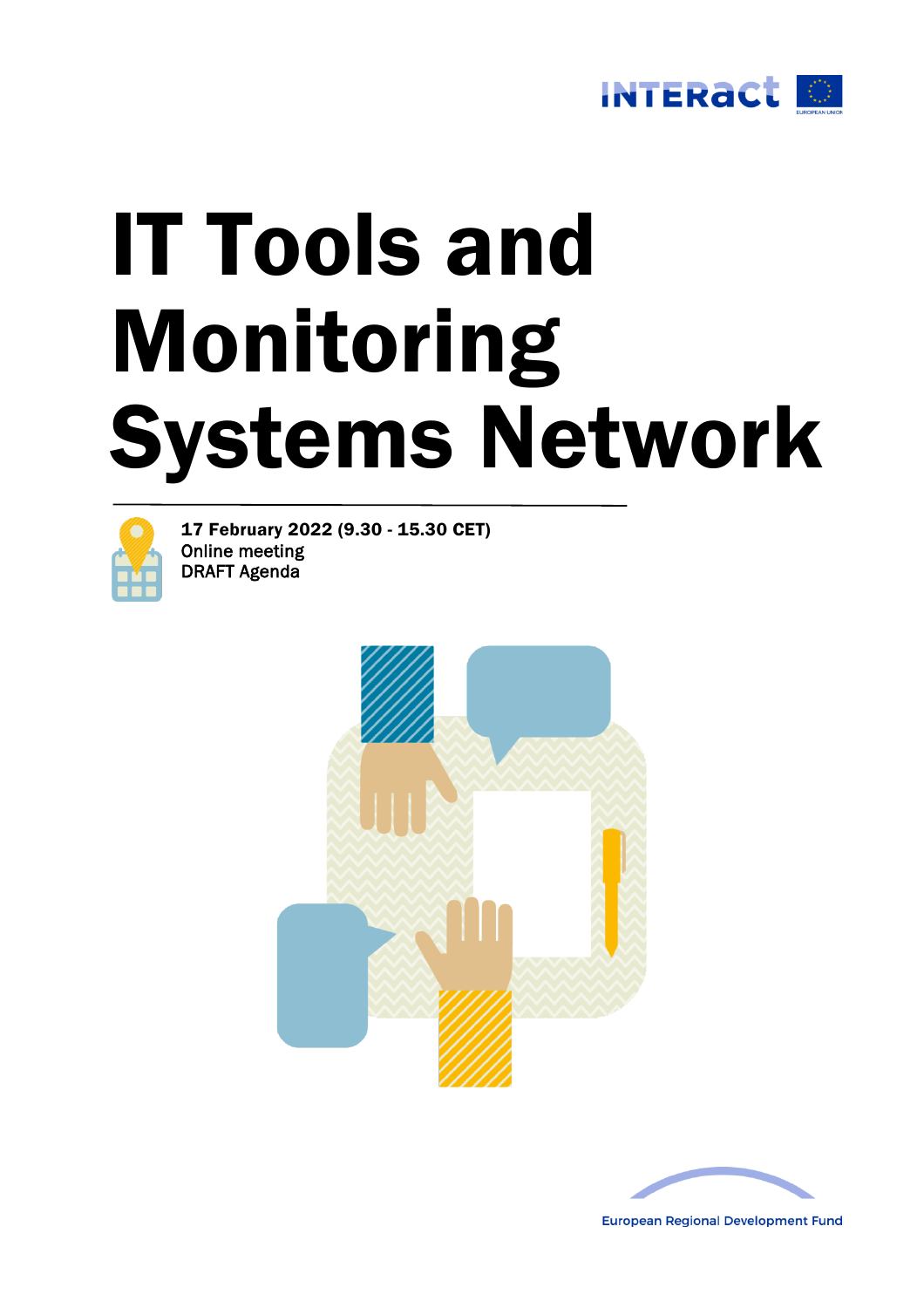# IT Tools and Monitoring Systems Network

**17 February 2022 (9.30 - 15.30 CET)**
Online meeting
DRAFT Agenda

European Regional Development Fund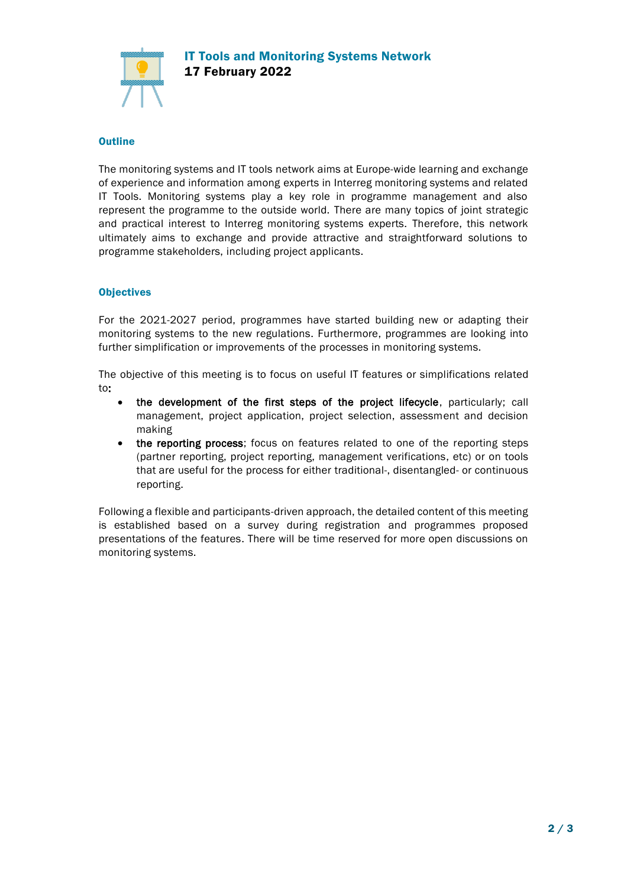# IT Tools and Monitoring Systems Network
**17 February 2022**

## Outline

The monitoring systems and IT tools network aims at Europe-wide learning and exchange of experience and information among experts in Interreg monitoring systems and related IT Tools. Monitoring systems play a key role in programme management and also represent the programme to the outside world. There are many topics of joint strategic and practical interest to Interreg monitoring systems experts. Therefore, this network ultimately aims to exchange and provide attractive and straightforward solutions to programme stakeholders, including project applicants.

## Objectives

For the 2021-2027 period, programmes have started building new or adapting their monitoring systems to the new regulations. Furthermore, programmes are looking into further simplification or improvements of the processes in monitoring systems.

The objective of this meeting is to focus on useful IT features or simplifications related to:

- **the development of the first steps of the project lifecycle**, particularly; call management, project application, project selection, assessment and decision making
- **the reporting process**; focus on features related to one of the reporting steps (partner reporting, project reporting, management verifications, etc) or on tools that are useful for the process for either traditional-, disentangled- or continuous reporting.

Following a flexible and participants-driven approach, the detailed content of this meeting is established based on a survey during registration and programmes proposed presentations of the features. There will be time reserved for more open discussions on monitoring systems.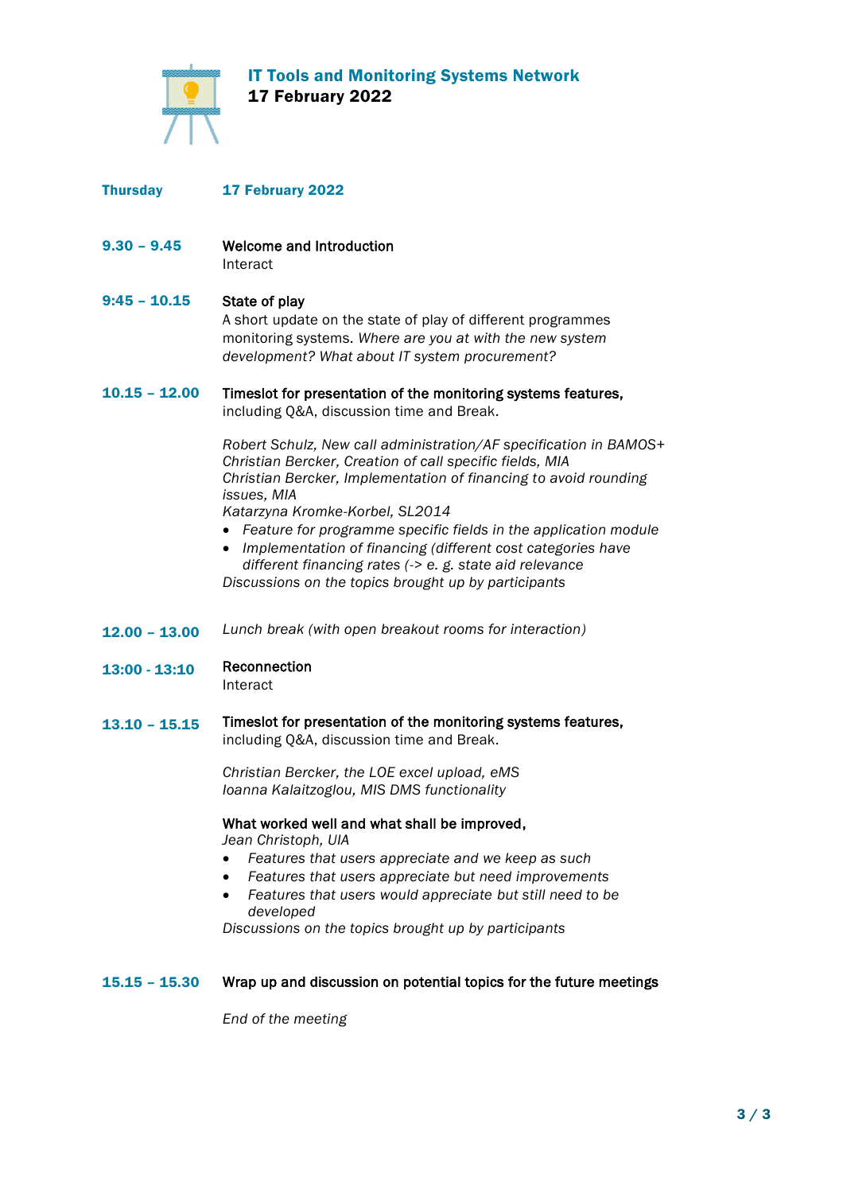# IT Tools and Monitoring Systems Network
## 17 February 2022

**Thursday** **17 February 2022**

**9.30 – 9.45**
Welcome and Introduction
Interact

**9:45 – 10.15**
State of play
A short update on the state of play of different programmes monitoring systems. *Where are you at with the new system development? What about IT system procurement?*

**10.15 – 12.00**
Timeslot for presentation of the monitoring systems features, including Q&A, discussion time and Break.

*Robert Schulz, New call administration/AF specification in BAMOS+*
*Christian Bercker, Creation of call specific fields, MIA*
*Christian Bercker, Implementation of financing to avoid rounding issues, MIA*
*Katarzyna Kromke-Korbel, SL2014*

- *Feature for programme specific fields in the application module*
- *Implementation of financing (different cost categories have different financing rates (-> e. g. state aid relevance*

*Discussions on the topics brought up by participants*

**12.00 – 13.00**
*Lunch break (with open breakout rooms for interaction)*

**13:00 - 13:10**
Reconnection
Interact

**13.10 – 15.15**
Timeslot for presentation of the monitoring systems features, including Q&A, discussion time and Break.

*Christian Bercker, the LOE excel upload, eMS*
*Ioanna Kalaitzoglou, MIS DMS functionality*

What worked well and what shall be improved,
*Jean Christoph, UIA*

- *Features that users appreciate and we keep as such*
- *Features that users appreciate but need improvements*
- *Features that users would appreciate but still need to be developed*

*Discussions on the topics brought up by participants*

**15.15 – 15.30**
Wrap up and discussion on potential topics for the future meetings

*End of the meeting*